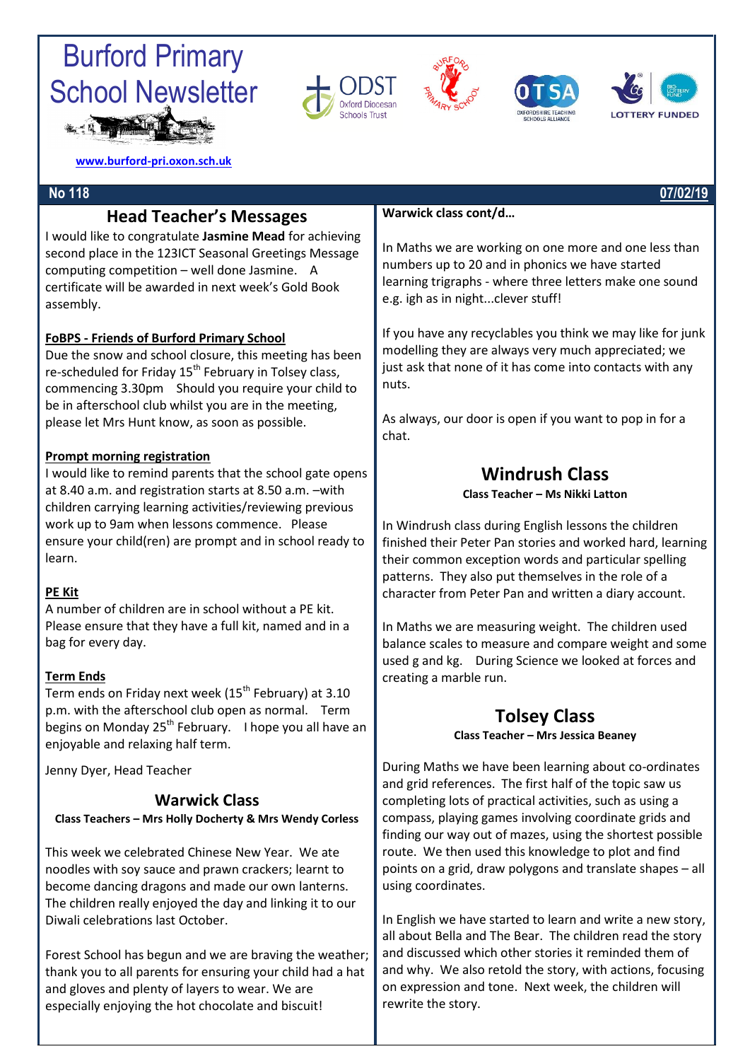# Burford Primary School Newsletter

www.burford-pri.oxon.sch.uk

**No 118** **07/02/19**

## Head Teacher's Messages

I would like to congratulate **Jasmine Mead** for achieving second place in the 123ICT Seasonal Greetings Message computing competition – well done Jasmine. A certificate will be awarded in next week's Gold Book assembly.

**FoBPS - Friends of Burford Primary School**

Due the snow and school closure, this meeting has been re-scheduled for Friday 15th February in Tolsey class, commencing 3.30pm Should you require your child to be in afterschool club whilst you are in the meeting, please let Mrs Hunt know, as soon as possible.

**Prompt morning registration**

I would like to remind parents that the school gate opens at 8.40 a.m. and registration starts at 8.50 a.m. –with children carrying learning activities/reviewing previous work up to 9am when lessons commence. Please ensure your child(ren) are prompt and in school ready to learn.

**PE Kit**

A number of children are in school without a PE kit. Please ensure that they have a full kit, named and in a bag for every day.

**Term Ends**

Term ends on Friday next week (15th February) at 3.10 p.m. with the afterschool club open as normal. Term begins on Monday 25th February. I hope you all have an enjoyable and relaxing half term.

Jenny Dyer, Head Teacher

## Warwick Class

**Class Teachers – Mrs Holly Docherty & Mrs Wendy Corless**

This week we celebrated Chinese New Year. We ate noodles with soy sauce and prawn crackers; learnt to become dancing dragons and made our own lanterns. The children really enjoyed the day and linking it to our Diwali celebrations last October.

Forest School has begun and we are braving the weather; thank you to all parents for ensuring your child had a hat and gloves and plenty of layers to wear. We are especially enjoying the hot chocolate and biscuit!

**Warwick class cont/d…**

In Maths we are working on one more and one less than numbers up to 20 and in phonics we have started learning trigraphs - where three letters make one sound e.g. igh as in night...clever stuff!

If you have any recyclables you think we may like for junk modelling they are always very much appreciated; we just ask that none of it has come into contacts with any nuts.

As always, our door is open if you want to pop in for a chat.

## Windrush Class

**Class Teacher – Ms Nikki Latton**

In Windrush class during English lessons the children finished their Peter Pan stories and worked hard, learning their common exception words and particular spelling patterns. They also put themselves in the role of a character from Peter Pan and written a diary account.

In Maths we are measuring weight. The children used balance scales to measure and compare weight and some used g and kg. During Science we looked at forces and creating a marble run.

## Tolsey Class

**Class Teacher – Mrs Jessica Beaney**

During Maths we have been learning about co-ordinates and grid references. The first half of the topic saw us completing lots of practical activities, such as using a compass, playing games involving coordinate grids and finding our way out of mazes, using the shortest possible route. We then used this knowledge to plot and find points on a grid, draw polygons and translate shapes – all using coordinates.

In English we have started to learn and write a new story, all about Bella and The Bear. The children read the story and discussed which other stories it reminded them of and why. We also retold the story, with actions, focusing on expression and tone. Next week, the children will rewrite the story.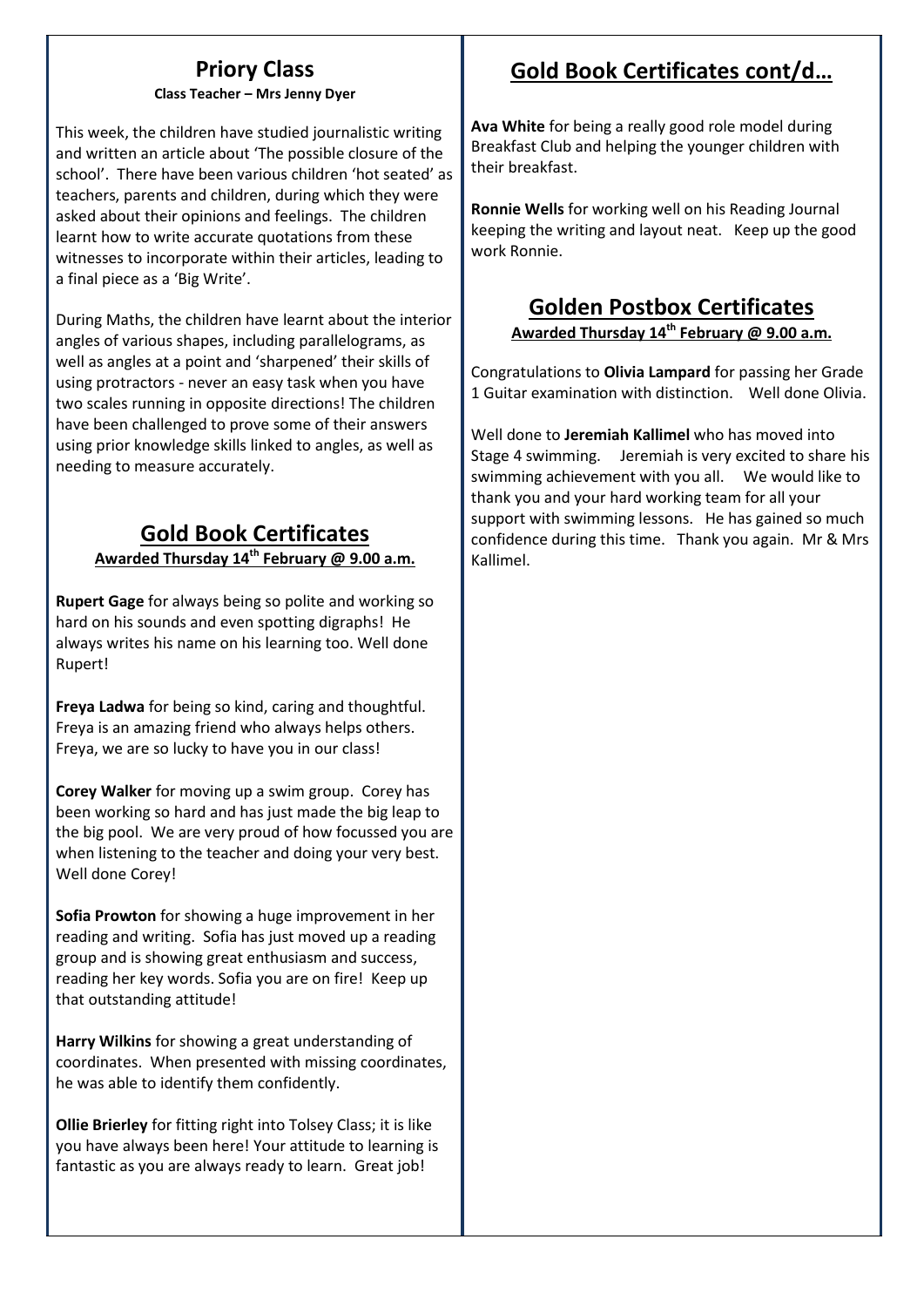## Priory Class

**Class Teacher – Mrs Jenny Dyer**

This week, the children have studied journalistic writing and written an article about 'The possible closure of the school'. There have been various children 'hot seated' as teachers, parents and children, during which they were asked about their opinions and feelings. The children learnt how to write accurate quotations from these witnesses to incorporate within their articles, leading to a final piece as a 'Big Write'.

During Maths, the children have learnt about the interior angles of various shapes, including parallelograms, as well as angles at a point and 'sharpened' their skills of using protractors - never an easy task when you have two scales running in opposite directions! The children have been challenged to prove some of their answers using prior knowledge skills linked to angles, as well as needing to measure accurately.

## Gold Book Certificates

**Awarded Thursday 14th February @ 9.00 a.m.**

**Rupert Gage** for always being so polite and working so hard on his sounds and even spotting digraphs! He always writes his name on his learning too. Well done Rupert!

**Freya Ladwa** for being so kind, caring and thoughtful. Freya is an amazing friend who always helps others. Freya, we are so lucky to have you in our class!

**Corey Walker** for moving up a swim group. Corey has been working so hard and has just made the big leap to the big pool. We are very proud of how focussed you are when listening to the teacher and doing your very best. Well done Corey!

**Sofia Prowton** for showing a huge improvement in her reading and writing. Sofia has just moved up a reading group and is showing great enthusiasm and success, reading her key words. Sofia you are on fire! Keep up that outstanding attitude!

**Harry Wilkins** for showing a great understanding of coordinates. When presented with missing coordinates, he was able to identify them confidently.

**Ollie Brierley** for fitting right into Tolsey Class; it is like you have always been here! Your attitude to learning is fantastic as you are always ready to learn. Great job!

## Gold Book Certificates cont/d…

**Ava White** for being a really good role model during Breakfast Club and helping the younger children with their breakfast.

**Ronnie Wells** for working well on his Reading Journal keeping the writing and layout neat. Keep up the good work Ronnie.

## Golden Postbox Certificates

**Awarded Thursday 14th February @ 9.00 a.m.**

Congratulations to **Olivia Lampard** for passing her Grade 1 Guitar examination with distinction. Well done Olivia.

Well done to **Jeremiah Kallimel** who has moved into Stage 4 swimming. Jeremiah is very excited to share his swimming achievement with you all. We would like to thank you and your hard working team for all your support with swimming lessons. He has gained so much confidence during this time. Thank you again. Mr & Mrs Kallimel.